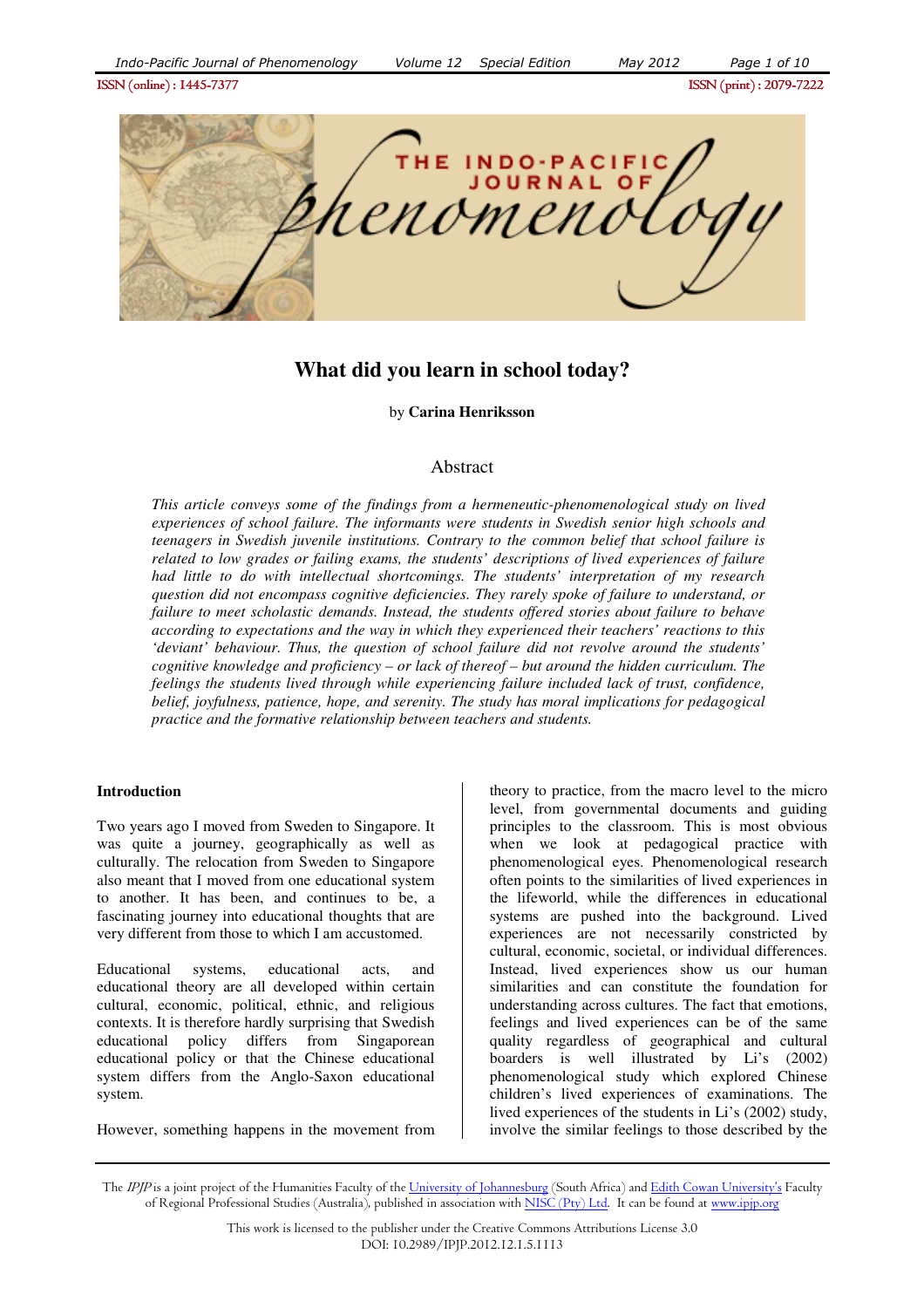# What did you learn in school today?

by **Carina Henriksson**

## Abstract

*This article conveys some of the findings from a hermeneutic-phenomenological study on lived experiences of school failure. The informants were students in Swedish senior high schools and teenagers in Swedish juvenile institutions. Contrary to the common belief that school failure is related to low grades or failing exams, the students' descriptions of lived experiences of failure had little to do with intellectual shortcomings. The students' interpretation of my research question did not encompass cognitive deficiencies. They rarely spoke of failure to understand, or failure to meet scholastic demands. Instead, the students offered stories about failure to behave according to expectations and the way in which they experienced their teachers' reactions to this 'deviant' behaviour. Thus, the question of school failure did not revolve around the students' cognitive knowledge and proficiency – or lack of thereof – but around the hidden curriculum. The feelings the students lived through while experiencing failure included lack of trust, confidence, belief, joyfulness, patience, hope, and serenity. The study has moral implications for pedagogical practice and the formative relationship between teachers and students.*

**Introduction**

Two years ago I moved from Sweden to Singapore. It was quite a journey, geographically as well as culturally. The relocation from Sweden to Singapore also meant that I moved from one educational system to another. It has been, and continues to be, a fascinating journey into educational thoughts that are very different from those to which I am accustomed.

Educational systems, educational acts, and educational theory are all developed within certain cultural, economic, political, ethnic, and religious contexts. It is therefore hardly surprising that Swedish educational policy differs from Singaporean educational policy or that the Chinese educational system differs from the Anglo-Saxon educational system.

However, something happens in the movement from theory to practice, from the macro level to the micro level, from governmental documents and guiding principles to the classroom. This is most obvious when we look at pedagogical practice with phenomenological eyes. Phenomenological research often points to the similarities of lived experiences in the lifeworld, while the differences in educational systems are pushed into the background. Lived experiences are not necessarily constricted by cultural, economic, societal, or individual differences. Instead, lived experiences show us our human similarities and can constitute the foundation for understanding across cultures. The fact that emotions, feelings and lived experiences can be of the same quality regardless of geographical and cultural boarders is well illustrated by Li's (2002) phenomenological study which explored Chinese children's lived experiences of examinations. The lived experiences of the students in Li's (2002) study, involve the similar feelings to those described by the

The *IPJP* is a joint project of the Humanities Faculty of the University of Johannesburg (South Africa) and Edith Cowan University's Faculty of Regional Professional Studies (Australia), published in association with NISC (Pty) Ltd. It can be found at www.ipjp.org.

This work is licensed to the publisher under the Creative Commons Attributions License 3.0
DOI: 10.2989/IPJP.2012.12.1.5.1113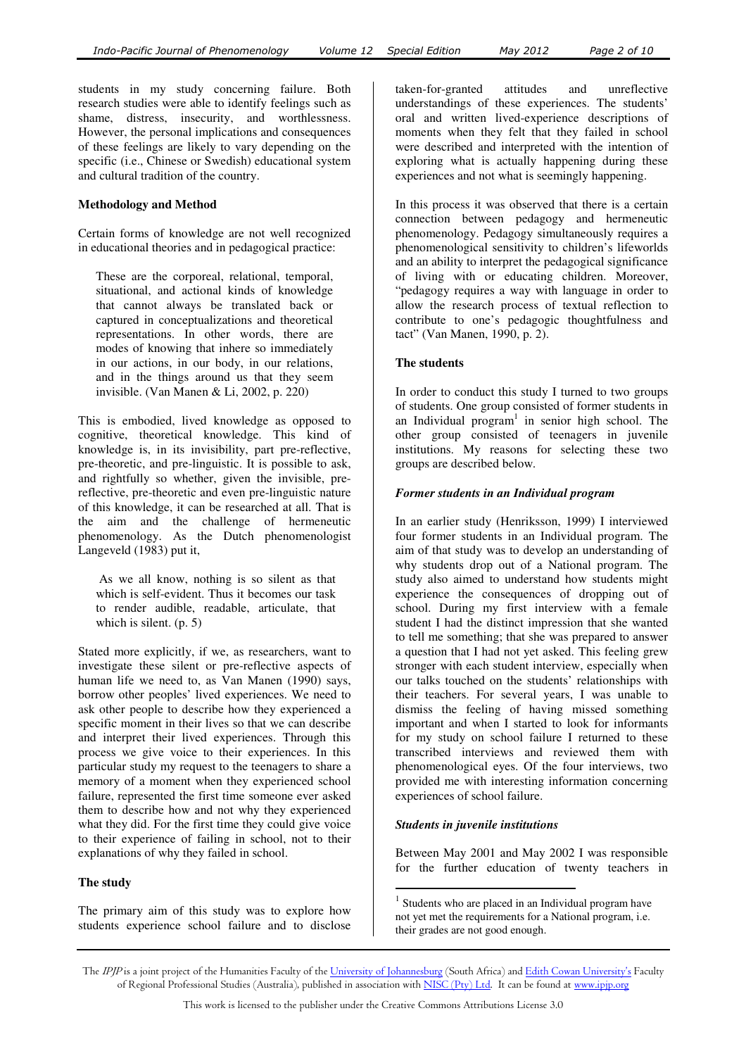students in my study concerning failure. Both research studies were able to identify feelings such as shame, distress, insecurity, and worthlessness. However, the personal implications and consequences of these feelings are likely to vary depending on the specific (i.e., Chinese or Swedish) educational system and cultural tradition of the country.

**Methodology and Method**

Certain forms of knowledge are not well recognized in educational theories and in pedagogical practice:

> These are the corporeal, relational, temporal, situational, and actional kinds of knowledge that cannot always be translated back or captured in conceptualizations and theoretical representations. In other words, there are modes of knowing that inhere so immediately in our actions, in our body, in our relations, and in the things around us that they seem invisible. (Van Manen & Li, 2002, p. 220)

This is embodied, lived knowledge as opposed to cognitive, theoretical knowledge. This kind of knowledge is, in its invisibility, part pre-reflective, pre-theoretic, and pre-linguistic. It is possible to ask, and rightfully so whether, given the invisible, pre-reflective, pre-theoretic and even pre-linguistic nature of this knowledge, it can be researched at all. That is the aim and the challenge of hermeneutic phenomenology. As the Dutch phenomenologist Langeveld (1983) put it,

> As we all know, nothing is so silent as that which is self-evident. Thus it becomes our task to render audible, readable, articulate, that which is silent. (p. 5)

Stated more explicitly, if we, as researchers, want to investigate these silent or pre-reflective aspects of human life we need to, as Van Manen (1990) says, borrow other peoples' lived experiences. We need to ask other people to describe how they experienced a specific moment in their lives so that we can describe and interpret their lived experiences. Through this process we give voice to their experiences. In this particular study my request to the teenagers to share a memory of a moment when they experienced school failure, represented the first time someone ever asked them to describe how and not why they experienced what they did. For the first time they could give voice to their experience of failing in school, not to their explanations of why they failed in school.

**The study**

The primary aim of this study was to explore how students experience school failure and to disclose taken-for-granted attitudes and unreflective understandings of these experiences. The students' oral and written lived-experience descriptions of moments when they felt that they failed in school were described and interpreted with the intention of exploring what is actually happening during these experiences and not what is seemingly happening.

In this process it was observed that there is a certain connection between pedagogy and hermeneutic phenomenology. Pedagogy simultaneously requires a phenomenological sensitivity to children's lifeworlds and an ability to interpret the pedagogical significance of living with or educating children. Moreover, "pedagogy requires a way with language in order to allow the research process of textual reflection to contribute to one's pedagogic thoughtfulness and tact" (Van Manen, 1990, p. 2).

**The students**

In order to conduct this study I turned to two groups of students. One group consisted of former students in an Individual program[1] in senior high school. The other group consisted of teenagers in juvenile institutions. My reasons for selecting these two groups are described below.

***Former students in an Individual program***

In an earlier study (Henriksson, 1999) I interviewed four former students in an Individual program. The aim of that study was to develop an understanding of why students drop out of a National program. The study also aimed to understand how students might experience the consequences of dropping out of school. During my first interview with a female student I had the distinct impression that she wanted to tell me something; that she was prepared to answer a question that I had not yet asked. This feeling grew stronger with each student interview, especially when our talks touched on the students' relationships with their teachers. For several years, I was unable to dismiss the feeling of having missed something important and when I started to look for informants for my study on school failure I returned to these transcribed interviews and reviewed them with phenomenological eyes. Of the four interviews, two provided me with interesting information concerning experiences of school failure.

***Students in juvenile institutions***

Between May 2001 and May 2002 I was responsible for the further education of twenty teachers in

[1] Students who are placed in an Individual program have not yet met the requirements for a National program, i.e. their grades are not good enough.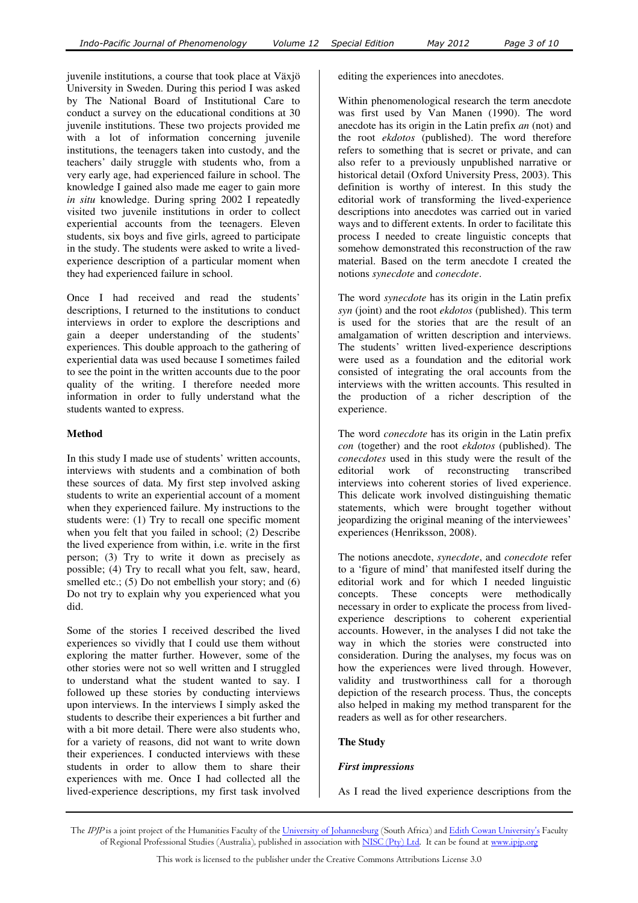juvenile institutions, a course that took place at Växjö University in Sweden. During this period I was asked by The National Board of Institutional Care to conduct a survey on the educational conditions at 30 juvenile institutions. These two projects provided me with a lot of information concerning juvenile institutions, the teenagers taken into custody, and the teachers' daily struggle with students who, from a very early age, had experienced failure in school. The knowledge I gained also made me eager to gain more *in situ* knowledge. During spring 2002 I repeatedly visited two juvenile institutions in order to collect experiential accounts from the teenagers. Eleven students, six boys and five girls, agreed to participate in the study. The students were asked to write a lived-experience description of a particular moment when they had experienced failure in school.

Once I had received and read the students' descriptions, I returned to the institutions to conduct interviews in order to explore the descriptions and gain a deeper understanding of the students' experiences. This double approach to the gathering of experiential data was used because I sometimes failed to see the point in the written accounts due to the poor quality of the writing. I therefore needed more information in order to fully understand what the students wanted to express.

**Method**

In this study I made use of students' written accounts, interviews with students and a combination of both these sources of data. My first step involved asking students to write an experiential account of a moment when they experienced failure. My instructions to the students were: (1) Try to recall one specific moment when you felt that you failed in school; (2) Describe the lived experience from within, i.e. write in the first person; (3) Try to write it down as precisely as possible; (4) Try to recall what you felt, saw, heard, smelled etc.; (5) Do not embellish your story; and (6) Do not try to explain why you experienced what you did.

Some of the stories I received described the lived experiences so vividly that I could use them without exploring the matter further. However, some of the other stories were not so well written and I struggled to understand what the student wanted to say. I followed up these stories by conducting interviews upon interviews. In the interviews I simply asked the students to describe their experiences a bit further and with a bit more detail. There were also students who, for a variety of reasons, did not want to write down their experiences. I conducted interviews with these students in order to allow them to share their experiences with me. Once I had collected all the lived-experience descriptions, my first task involved editing the experiences into anecdotes.

Within phenomenological research the term anecdote was first used by Van Manen (1990). The word anecdote has its origin in the Latin prefix *an* (not) and the root *ekdotos* (published). The word therefore refers to something that is secret or private, and can also refer to a previously unpublished narrative or historical detail (Oxford University Press, 2003). This definition is worthy of interest. In this study the editorial work of transforming the lived-experience descriptions into anecdotes was carried out in varied ways and to different extents. In order to facilitate this process I needed to create linguistic concepts that somehow demonstrated this reconstruction of the raw material. Based on the term anecdote I created the notions *synecdote* and *conecdote*.

The word *synecdote* has its origin in the Latin prefix *syn* (joint) and the root *ekdotos* (published). This term is used for the stories that are the result of an amalgamation of written description and interviews. The students' written lived-experience descriptions were used as a foundation and the editorial work consisted of integrating the oral accounts from the interviews with the written accounts. This resulted in the production of a richer description of the experience.

The word *conecdote* has its origin in the Latin prefix *con* (together) and the root *ekdotos* (published). The *conecdotes* used in this study were the result of the editorial work of reconstructing transcribed interviews into coherent stories of lived experience. This delicate work involved distinguishing thematic statements, which were brought together without jeopardizing the original meaning of the interviewees' experiences (Henriksson, 2008).

The notions anecdote, *synecdote*, and *conecdote* refer to a 'figure of mind' that manifested itself during the editorial work and for which I needed linguistic concepts. These concepts were methodically necessary in order to explicate the process from lived-experience descriptions to coherent experiential accounts. However, in the analyses I did not take the way in which the stories were constructed into consideration. During the analyses, my focus was on how the experiences were lived through. However, validity and trustworthiness call for a thorough depiction of the research process. Thus, the concepts also helped in making my method transparent for the readers as well as for other researchers.

**The Study**

***First impressions***

As I read the lived experience descriptions from the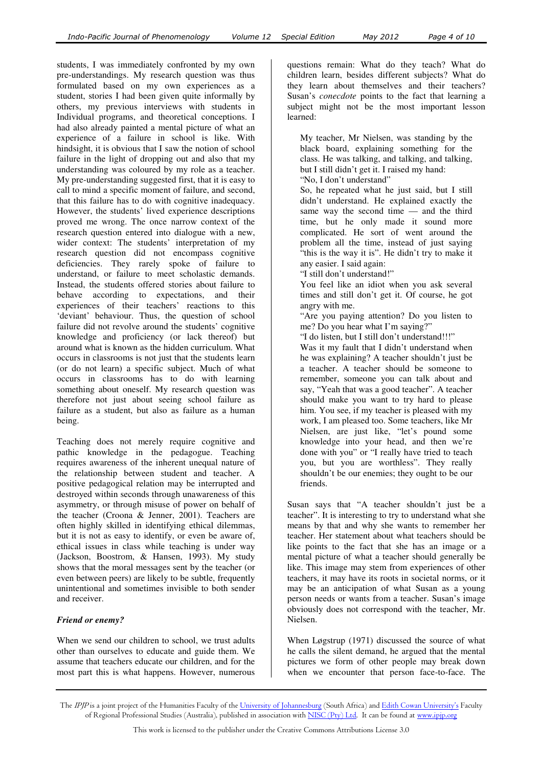students, I was immediately confronted by my own pre-understandings. My research question was thus formulated based on my own experiences as a student, stories I had been given quite informally by others, my previous interviews with students in Individual programs, and theoretical conceptions. I had also already painted a mental picture of what an experience of a failure in school is like. With hindsight, it is obvious that I saw the notion of school failure in the light of dropping out and also that my understanding was coloured by my role as a teacher. My pre-understanding suggested first, that it is easy to call to mind a specific moment of failure, and second, that this failure has to do with cognitive inadequacy. However, the students' lived experience descriptions proved me wrong. The once narrow context of the research question entered into dialogue with a new, wider context: The students' interpretation of my research question did not encompass cognitive deficiencies. They rarely spoke of failure to understand, or failure to meet scholastic demands. Instead, the students offered stories about failure to behave according to expectations, and their experiences of their teachers' reactions to this 'deviant' behaviour. Thus, the question of school failure did not revolve around the students' cognitive knowledge and proficiency (or lack thereof) but around what is known as the hidden curriculum. What occurs in classrooms is not just that the students learn (or do not learn) a specific subject. Much of what occurs in classrooms has to do with learning something about oneself. My research question was therefore not just about seeing school failure as failure as a student, but also as failure as a human being.

Teaching does not merely require cognitive and pathic knowledge in the pedagogue. Teaching requires awareness of the inherent unequal nature of the relationship between student and teacher. A positive pedagogical relation may be interrupted and destroyed within seconds through unawareness of this asymmetry, or through misuse of power on behalf of the teacher (Croona & Jenner, 2001). Teachers are often highly skilled in identifying ethical dilemmas, but it is not as easy to identify, or even be aware of, ethical issues in class while teaching is under way (Jackson, Boostrom, & Hansen, 1993). My study shows that the moral messages sent by the teacher (or even between peers) are likely to be subtle, frequently unintentional and sometimes invisible to both sender and receiver.

### *Friend or enemy?*

When we send our children to school, we trust adults other than ourselves to educate and guide them. We assume that teachers educate our children, and for the most part this is what happens. However, numerous questions remain: What do they teach? What do children learn, besides different subjects? What do they learn about themselves and their teachers? Susan's *conecdote* points to the fact that learning a subject might not be the most important lesson learned:

> My teacher, Mr Nielsen, was standing by the black board, explaining something for the class. He was talking, and talking, and talking, but I still didn't get it. I raised my hand:
> "No, I don't understand"
> So, he repeated what he just said, but I still didn't understand. He explained exactly the same way the second time — and the third time, but he only made it sound more complicated. He sort of went around the problem all the time, instead of just saying "this is the way it is". He didn't try to make it any easier. I said again:
> "I still don't understand!"
> You feel like an idiot when you ask several times and still don't get it. Of course, he got angry with me.
> "Are you paying attention? Do you listen to me? Do you hear what I'm saying?"
> "I do listen, but I still don't understand!!!"
> Was it my fault that I didn't understand when he was explaining? A teacher shouldn't just be a teacher. A teacher should be someone to remember, someone you can talk about and say, "Yeah that was a good teacher". A teacher should make you want to try hard to please him. You see, if my teacher is pleased with my work, I am pleased too. Some teachers, like Mr Nielsen, are just like, "let's pound some knowledge into your head, and then we're done with you" or "I really have tried to teach you, but you are worthless". They really shouldn't be our enemies; they ought to be our friends.

Susan says that "A teacher shouldn't just be a teacher". It is interesting to try to understand what she means by that and why she wants to remember her teacher. Her statement about what teachers should be like points to the fact that she has an image or a mental picture of what a teacher should generally be like. This image may stem from experiences of other teachers, it may have its roots in societal norms, or it may be an anticipation of what Susan as a young person needs or wants from a teacher. Susan's image obviously does not correspond with the teacher, Mr. Nielsen.

When Løgstrup (1971) discussed the source of what he calls the silent demand, he argued that the mental pictures we form of other people may break down when we encounter that person face-to-face. The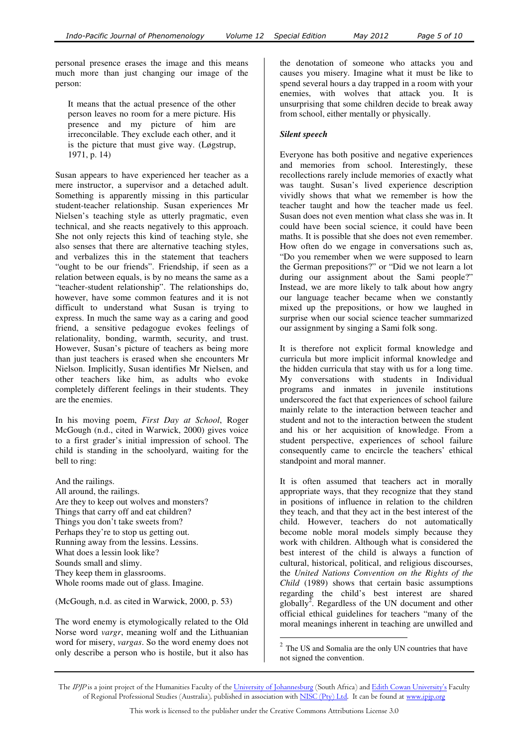personal presence erases the image and this means much more than just changing our image of the person:

> It means that the actual presence of the other person leaves no room for a mere picture. His presence and my picture of him are irreconcilable. They exclude each other, and it is the picture that must give way. (Løgstrup, 1971, p. 14)

Susan appears to have experienced her teacher as a mere instructor, a supervisor and a detached adult. Something is apparently missing in this particular student-teacher relationship. Susan experiences Mr Nielsen's teaching style as utterly pragmatic, even technical, and she reacts negatively to this approach. She not only rejects this kind of teaching style, she also senses that there are alternative teaching styles, and verbalizes this in the statement that teachers "ought to be our friends". Friendship, if seen as a relation between equals, is by no means the same as a "teacher-student relationship". The relationships do, however, have some common features and it is not difficult to understand what Susan is trying to express. In much the same way as a caring and good friend, a sensitive pedagogue evokes feelings of relationality, bonding, warmth, security, and trust. However, Susan's picture of teachers as being more than just teachers is erased when she encounters Mr Nielson. Implicitly, Susan identifies Mr Nielsen, and other teachers like him, as adults who evoke completely different feelings in their students. They are the enemies.

In his moving poem, *First Day at School*, Roger McGough (n.d., cited in Warwick, 2000) gives voice to a first grader's initial impression of school. The child is standing in the schoolyard, waiting for the bell to ring:

And the railings.
All around, the railings.
Are they to keep out wolves and monsters?
Things that carry off and eat children?
Things you don't take sweets from?
Perhaps they're to stop us getting out.
Running away from the lessins. Lessins.
What does a lessin look like?
Sounds small and slimy.
They keep them in glassrooms.
Whole rooms made out of glass. Imagine.

(McGough, n.d. as cited in Warwick, 2000, p. 53)

The word enemy is etymologically related to the Old Norse word *vargr*, meaning wolf and the Lithuanian word for misery, *vargas*. So the word enemy does not only describe a person who is hostile, but it also has the denotation of someone who attacks you and causes you misery. Imagine what it must be like to spend several hours a day trapped in a room with your enemies, with wolves that attack you. It is unsurprising that some children decide to break away from school, either mentally or physically.

### *Silent speech*

Everyone has both positive and negative experiences and memories from school. Interestingly, these recollections rarely include memories of exactly what was taught. Susan's lived experience description vividly shows that what we remember is how the teacher taught and how the teacher made us feel. Susan does not even mention what class she was in. It could have been social science, it could have been maths. It is possible that she does not even remember. How often do we engage in conversations such as, "Do you remember when we were supposed to learn the German prepositions?" or "Did we not learn a lot during our assignment about the Sami people?" Instead, we are more likely to talk about how angry our language teacher became when we constantly mixed up the prepositions, or how we laughed in surprise when our social science teacher summarized our assignment by singing a Sami folk song.

It is therefore not explicit formal knowledge and curricula but more implicit informal knowledge and the hidden curricula that stay with us for a long time. My conversations with students in Individual programs and inmates in juvenile institutions underscored the fact that experiences of school failure mainly relate to the interaction between teacher and student and not to the interaction between the student and his or her acquisition of knowledge. From a student perspective, experiences of school failure consequently came to encircle the teachers' ethical standpoint and moral manner.

It is often assumed that teachers act in morally appropriate ways, that they recognize that they stand in positions of influence in relation to the children they teach, and that they act in the best interest of the child. However, teachers do not automatically become noble moral models simply because they work with children. Although what is considered the best interest of the child is always a function of cultural, historical, political, and religious discourses, the *United Nations Convention on the Rights of the Child* (1989) shows that certain basic assumptions regarding the child's best interest are shared globally[2]. Regardless of the UN document and other official ethical guidelines for teachers "many of the moral meanings inherent in teaching are unwilled and

[2] The US and Somalia are the only UN countries that have not signed the convention.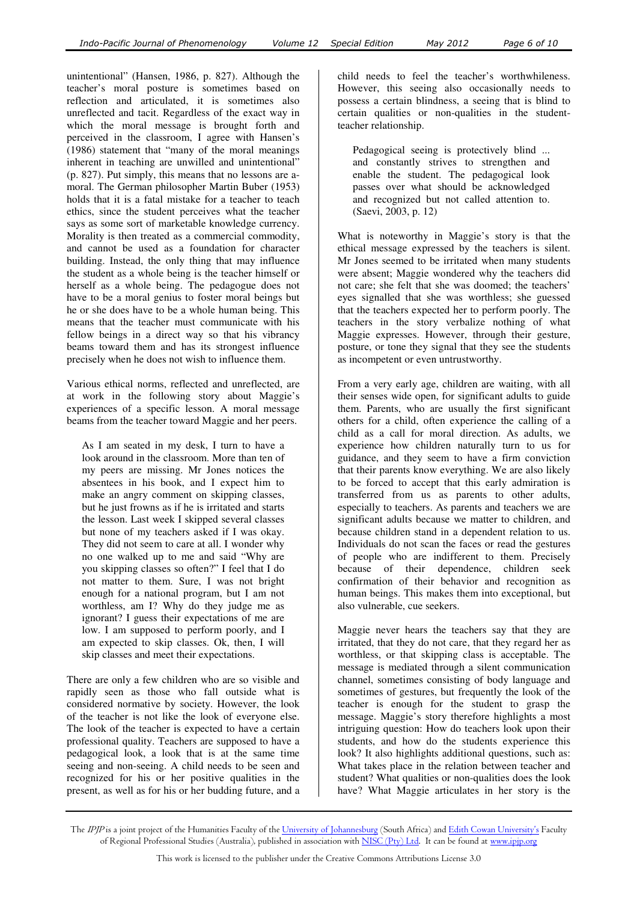unintentional" (Hansen, 1986, p. 827). Although the teacher's moral posture is sometimes based on reflection and articulated, it is sometimes also unreflected and tacit. Regardless of the exact way in which the moral message is brought forth and perceived in the classroom, I agree with Hansen's (1986) statement that "many of the moral meanings inherent in teaching are unwilled and unintentional" (p. 827). Put simply, this means that no lessons are a-moral. The German philosopher Martin Buber (1953) holds that it is a fatal mistake for a teacher to teach ethics, since the student perceives what the teacher says as some sort of marketable knowledge currency. Morality is then treated as a commercial commodity, and cannot be used as a foundation for character building. Instead, the only thing that may influence the student as a whole being is the teacher himself or herself as a whole being. The pedagogue does not have to be a moral genius to foster moral beings but he or she does have to be a whole human being. This means that the teacher must communicate with his fellow beings in a direct way so that his vibrancy beams toward them and has its strongest influence precisely when he does not wish to influence them.

Various ethical norms, reflected and unreflected, are at work in the following story about Maggie's experiences of a specific lesson. A moral message beams from the teacher toward Maggie and her peers.

> As I am seated in my desk, I turn to have a look around in the classroom. More than ten of my peers are missing. Mr Jones notices the absentees in his book, and I expect him to make an angry comment on skipping classes, but he just frowns as if he is irritated and starts the lesson. Last week I skipped several classes but none of my teachers asked if I was okay. They did not seem to care at all. I wonder why no one walked up to me and said "Why are you skipping classes so often?" I feel that I do not matter to them. Sure, I was not bright enough for a national program, but I am not worthless, am I? Why do they judge me as ignorant? I guess their expectations of me are low. I am supposed to perform poorly, and I am expected to skip classes. Ok, then, I will skip classes and meet their expectations.

There are only a few children who are so visible and rapidly seen as those who fall outside what is considered normative by society. However, the look of the teacher is not like the look of everyone else. The look of the teacher is expected to have a certain professional quality. Teachers are supposed to have a pedagogical look, a look that is at the same time seeing and non-seeing. A child needs to be seen and recognized for his or her positive qualities in the present, as well as for his or her budding future, and a child needs to feel the teacher's worthwhileness. However, this seeing also occasionally needs to possess a certain blindness, a seeing that is blind to certain qualities or non-qualities in the student-teacher relationship.

> Pedagogical seeing is protectively blind ... and constantly strives to strengthen and enable the student. The pedagogical look passes over what should be acknowledged and recognized but not called attention to. (Saevi, 2003, p. 12)

What is noteworthy in Maggie's story is that the ethical message expressed by the teachers is silent. Mr Jones seemed to be irritated when many students were absent; Maggie wondered why the teachers did not care; she felt that she was doomed; the teachers' eyes signalled that she was worthless; she guessed that the teachers expected her to perform poorly. The teachers in the story verbalize nothing of what Maggie expresses. However, through their gesture, posture, or tone they signal that they see the students as incompetent or even untrustworthy.

From a very early age, children are waiting, with all their senses wide open, for significant adults to guide them. Parents, who are usually the first significant others for a child, often experience the calling of a child as a call for moral direction. As adults, we experience how children naturally turn to us for guidance, and they seem to have a firm conviction that their parents know everything. We are also likely to be forced to accept that this early admiration is transferred from us as parents to other adults, especially to teachers. As parents and teachers we are significant adults because we matter to children, and because children stand in a dependent relation to us. Individuals do not scan the faces or read the gestures of people who are indifferent to them. Precisely because of their dependence, children seek confirmation of their behavior and recognition as human beings. This makes them into exceptional, but also vulnerable, cue seekers.

Maggie never hears the teachers say that they are irritated, that they do not care, that they regard her as worthless, or that skipping class is acceptable. The message is mediated through a silent communication channel, sometimes consisting of body language and sometimes of gestures, but frequently the look of the teacher is enough for the student to grasp the message. Maggie's story therefore highlights a most intriguing question: How do teachers look upon their students, and how do the students experience this look? It also highlights additional questions, such as: What takes place in the relation between teacher and student? What qualities or non-qualities does the look have? What Maggie articulates in her story is the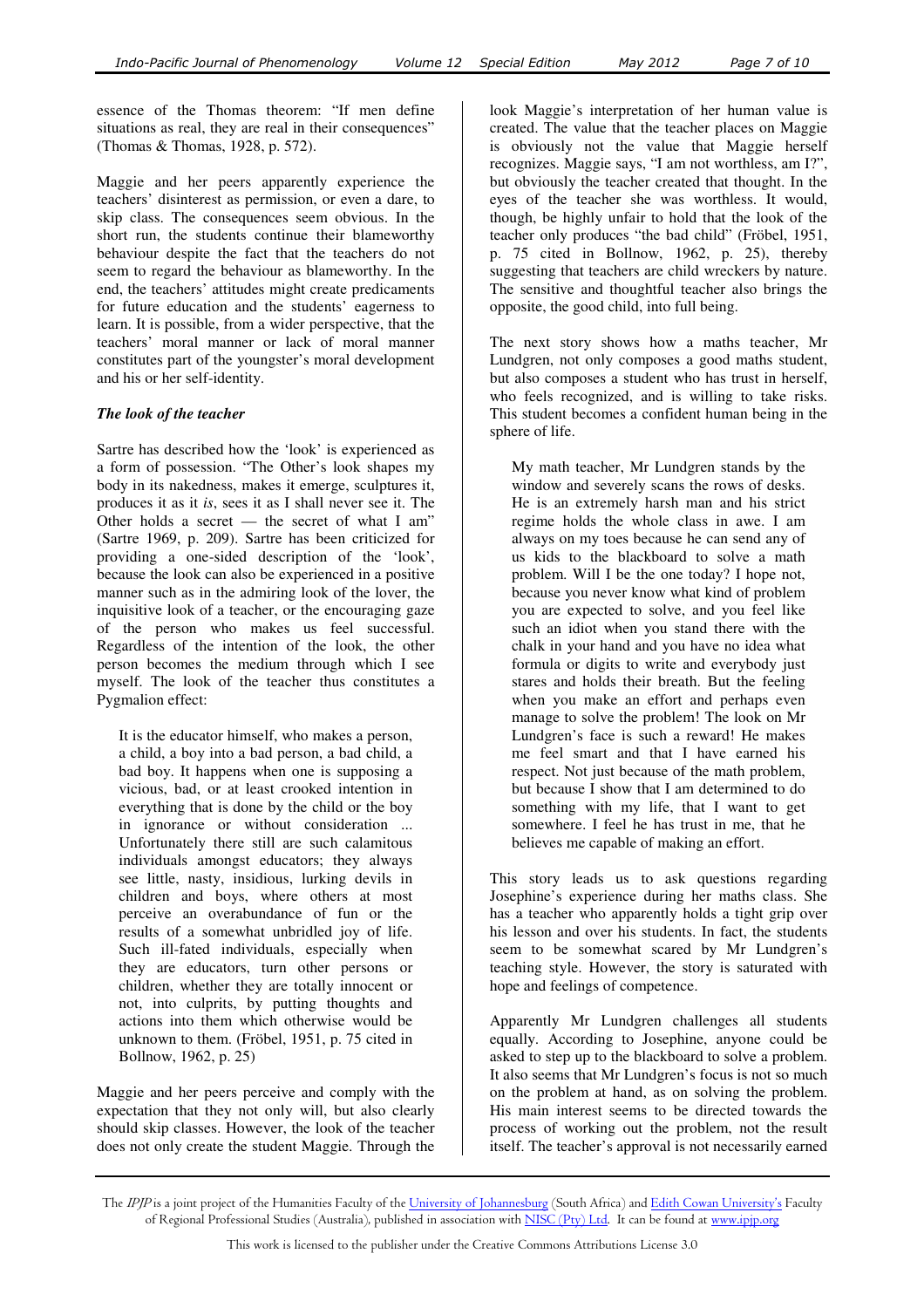essence of the Thomas theorem: "If men define situations as real, they are real in their consequences" (Thomas & Thomas, 1928, p. 572).

Maggie and her peers apparently experience the teachers' disinterest as permission, or even a dare, to skip class. The consequences seem obvious. In the short run, the students continue their blameworthy behaviour despite the fact that the teachers do not seem to regard the behaviour as blameworthy. In the end, the teachers' attitudes might create predicaments for future education and the students' eagerness to learn. It is possible, from a wider perspective, that the teachers' moral manner or lack of moral manner constitutes part of the youngster's moral development and his or her self-identity.

### *The look of the teacher*

Sartre has described how the 'look' is experienced as a form of possession. "The Other's look shapes my body in its nakedness, makes it emerge, sculptures it, produces it as it *is*, sees it as I shall never see it. The Other holds a secret — the secret of what I am" (Sartre 1969, p. 209). Sartre has been criticized for providing a one-sided description of the 'look', because the look can also be experienced in a positive manner such as in the admiring look of the lover, the inquisitive look of a teacher, or the encouraging gaze of the person who makes us feel successful. Regardless of the intention of the look, the other person becomes the medium through which I see myself. The look of the teacher thus constitutes a Pygmalion effect:

> It is the educator himself, who makes a person, a child, a boy into a bad person, a bad child, a bad boy. It happens when one is supposing a vicious, bad, or at least crooked intention in everything that is done by the child or the boy in ignorance or without consideration ... Unfortunately there still are such calamitous individuals amongst educators; they always see little, nasty, insidious, lurking devils in children and boys, where others at most perceive an overabundance of fun or the results of a somewhat unbridled joy of life. Such ill-fated individuals, especially when they are educators, turn other persons or children, whether they are totally innocent or not, into culprits, by putting thoughts and actions into them which otherwise would be unknown to them. (Fröbel, 1951, p. 75 cited in Bollnow, 1962, p. 25)

Maggie and her peers perceive and comply with the expectation that they not only will, but also clearly should skip classes. However, the look of the teacher does not only create the student Maggie. Through the look Maggie's interpretation of her human value is created. The value that the teacher places on Maggie is obviously not the value that Maggie herself recognizes. Maggie says, "I am not worthless, am I?", but obviously the teacher created that thought. In the eyes of the teacher she was worthless. It would, though, be highly unfair to hold that the look of the teacher only produces "the bad child" (Fröbel, 1951, p. 75 cited in Bollnow, 1962, p. 25), thereby suggesting that teachers are child wreckers by nature. The sensitive and thoughtful teacher also brings the opposite, the good child, into full being.

The next story shows how a maths teacher, Mr Lundgren, not only composes a good maths student, but also composes a student who has trust in herself, who feels recognized, and is willing to take risks. This student becomes a confident human being in the sphere of life.

> My math teacher, Mr Lundgren stands by the window and severely scans the rows of desks. He is an extremely harsh man and his strict regime holds the whole class in awe. I am always on my toes because he can send any of us kids to the blackboard to solve a math problem. Will I be the one today? I hope not, because you never know what kind of problem you are expected to solve, and you feel like such an idiot when you stand there with the chalk in your hand and you have no idea what formula or digits to write and everybody just stares and holds their breath. But the feeling when you make an effort and perhaps even manage to solve the problem! The look on Mr Lundgren's face is such a reward! He makes me feel smart and that I have earned his respect. Not just because of the math problem, but because I show that I am determined to do something with my life, that I want to get somewhere. I feel he has trust in me, that he believes me capable of making an effort.

This story leads us to ask questions regarding Josephine's experience during her maths class. She has a teacher who apparently holds a tight grip over his lesson and over his students. In fact, the students seem to be somewhat scared by Mr Lundgren's teaching style. However, the story is saturated with hope and feelings of competence.

Apparently Mr Lundgren challenges all students equally. According to Josephine, anyone could be asked to step up to the blackboard to solve a problem. It also seems that Mr Lundgren's focus is not so much on the problem at hand, as on solving the problem. His main interest seems to be directed towards the process of working out the problem, not the result itself. The teacher's approval is not necessarily earned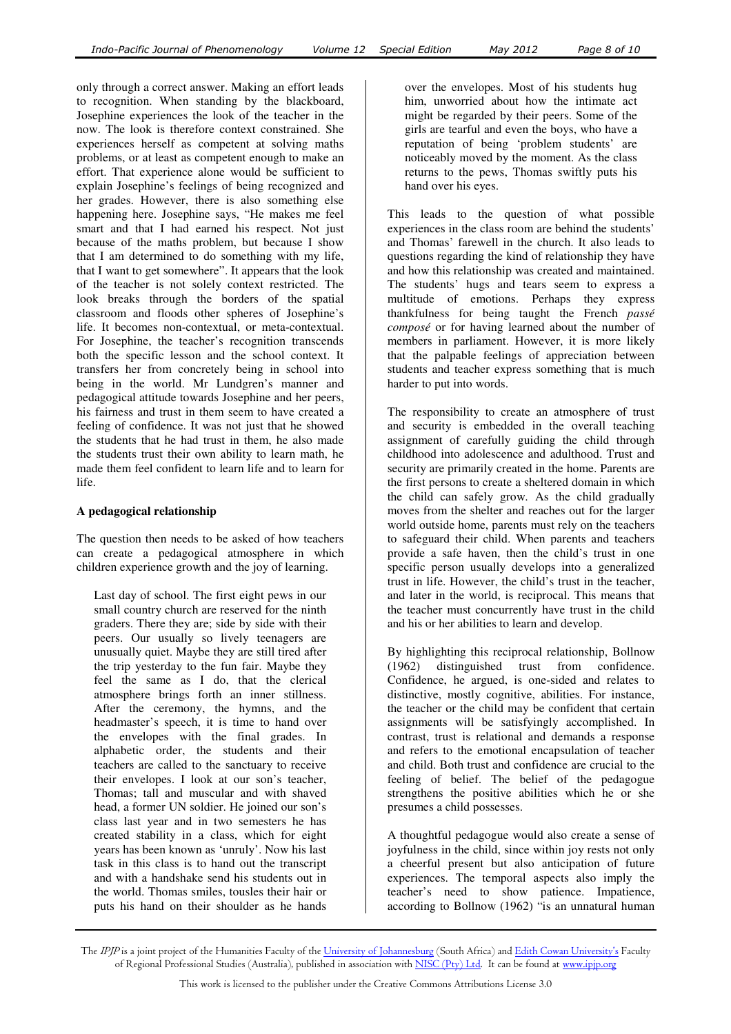only through a correct answer. Making an effort leads to recognition. When standing by the blackboard, Josephine experiences the look of the teacher in the now. The look is therefore context constrained. She experiences herself as competent at solving maths problems, or at least as competent enough to make an effort. That experience alone would be sufficient to explain Josephine's feelings of being recognized and her grades. However, there is also something else happening here. Josephine says, "He makes me feel smart and that I had earned his respect. Not just because of the maths problem, but because I show that I am determined to do something with my life, that I want to get somewhere". It appears that the look of the teacher is not solely context restricted. The look breaks through the borders of the spatial classroom and floods other spheres of Josephine's life. It becomes non-contextual, or meta-contextual. For Josephine, the teacher's recognition transcends both the specific lesson and the school context. It transfers her from concretely being in school into being in the world. Mr Lundgren's manner and pedagogical attitude towards Josephine and her peers, his fairness and trust in them seem to have created a feeling of confidence. It was not just that he showed the students that he had trust in them, he also made the students trust their own ability to learn math, he made them feel confident to learn life and to learn for life.

**A pedagogical relationship**

The question then needs to be asked of how teachers can create a pedagogical atmosphere in which children experience growth and the joy of learning.

> Last day of school. The first eight pews in our small country church are reserved for the ninth graders. There they are; side by side with their peers. Our usually so lively teenagers are unusually quiet. Maybe they are still tired after the trip yesterday to the fun fair. Maybe they feel the same as I do, that the clerical atmosphere brings forth an inner stillness. After the ceremony, the hymns, and the headmaster's speech, it is time to hand over the envelopes with the final grades. In alphabetic order, the students and their teachers are called to the sanctuary to receive their envelopes. I look at our son's teacher, Thomas; tall and muscular and with shaved head, a former UN soldier. He joined our son's class last year and in two semesters he has created stability in a class, which for eight years has been known as 'unruly'. Now his last task in this class is to hand out the transcript and with a handshake send his students out in the world. Thomas smiles, tousles their hair or puts his hand on their shoulder as he hands over the envelopes. Most of his students hug him, unworried about how the intimate act might be regarded by their peers. Some of the girls are tearful and even the boys, who have a reputation of being 'problem students' are noticeably moved by the moment. As the class returns to the pews, Thomas swiftly puts his hand over his eyes.

This leads to the question of what possible experiences in the class room are behind the students' and Thomas' farewell in the church. It also leads to questions regarding the kind of relationship they have and how this relationship was created and maintained. The students' hugs and tears seem to express a multitude of emotions. Perhaps they express thankfulness for being taught the French *passé composé* or for having learned about the number of members in parliament. However, it is more likely that the palpable feelings of appreciation between students and teacher express something that is much harder to put into words.

The responsibility to create an atmosphere of trust and security is embedded in the overall teaching assignment of carefully guiding the child through childhood into adolescence and adulthood. Trust and security are primarily created in the home. Parents are the first persons to create a sheltered domain in which the child can safely grow. As the child gradually moves from the shelter and reaches out for the larger world outside home, parents must rely on the teachers to safeguard their child. When parents and teachers provide a safe haven, then the child's trust in one specific person usually develops into a generalized trust in life. However, the child's trust in the teacher, and later in the world, is reciprocal. This means that the teacher must concurrently have trust in the child and his or her abilities to learn and develop.

By highlighting this reciprocal relationship, Bollnow (1962) distinguished trust from confidence. Confidence, he argued, is one-sided and relates to distinctive, mostly cognitive, abilities. For instance, the teacher or the child may be confident that certain assignments will be satisfyingly accomplished. In contrast, trust is relational and demands a response and refers to the emotional encapsulation of teacher and child. Both trust and confidence are crucial to the feeling of belief. The belief of the pedagogue strengthens the positive abilities which he or she presumes a child possesses.

A thoughtful pedagogue would also create a sense of joyfulness in the child, since within joy rests not only a cheerful present but also anticipation of future experiences. The temporal aspects also imply the teacher's need to show patience. Impatience, according to Bollnow (1962) "is an unnatural human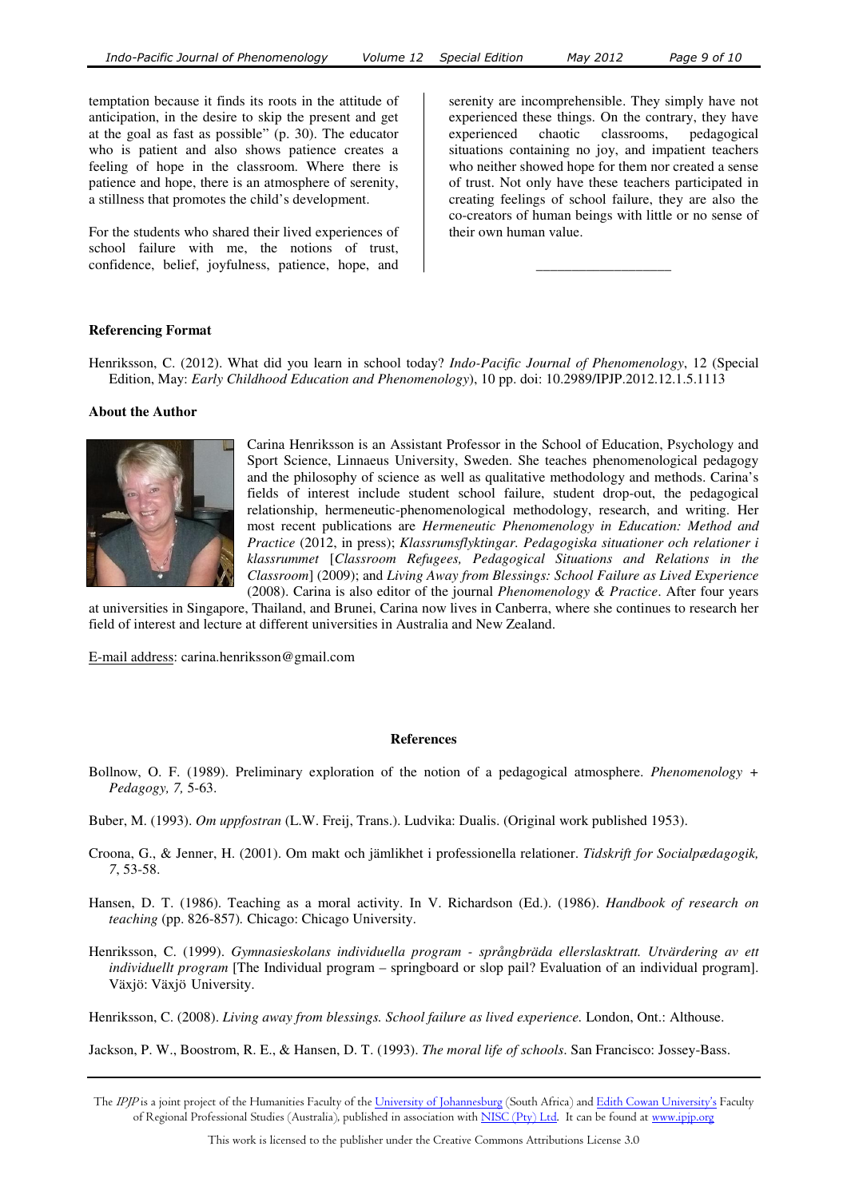temptation because it finds its roots in the attitude of anticipation, in the desire to skip the present and get at the goal as fast as possible" (p. 30). The educator who is patient and also shows patience creates a feeling of hope in the classroom. Where there is patience and hope, there is an atmosphere of serenity, a stillness that promotes the child's development.

For the students who shared their lived experiences of school failure with me, the notions of trust, confidence, belief, joyfulness, patience, hope, and serenity are incomprehensible. They simply have not experienced these things. On the contrary, they have experienced chaotic classrooms, pedagogical situations containing no joy, and impatient teachers who neither showed hope for them nor created a sense of trust. Not only have these teachers participated in creating feelings of school failure, they are also the co-creators of human beings with little or no sense of their own human value.

---

**Referencing Format**

Henriksson, C. (2012). What did you learn in school today? *Indo-Pacific Journal of Phenomenology*, 12 (Special Edition, May: *Early Childhood Education and Phenomenology*), 10 pp. doi: 10.2989/IPJP.2012.12.1.5.1113

**About the Author**

Carina Henriksson is an Assistant Professor in the School of Education, Psychology and Sport Science, Linnaeus University, Sweden. She teaches phenomenological pedagogy and the philosophy of science as well as qualitative methodology and methods. Carina's fields of interest include student school failure, student drop-out, the pedagogical relationship, hermeneutic-phenomenological methodology, research, and writing. Her most recent publications are *Hermeneutic Phenomenology in Education: Method and Practice* (2012, in press); *Klassrumsflyktingar. Pedagogiska situationer och relationer i klassrummet* [*Classroom Refugees, Pedagogical Situations and Relations in the Classroom*] (2009); and *Living Away from Blessings: School Failure as Lived Experience* (2008). Carina is also editor of the journal *Phenomenology & Practice*. After four years at universities in Singapore, Thailand, and Brunei, Carina now lives in Canberra, where she continues to research her field of interest and lecture at different universities in Australia and New Zealand.

E-mail address: carina.henriksson@gmail.com

## References

Bollnow, O. F. (1989). Preliminary exploration of the notion of a pedagogical atmosphere. *Phenomenology + Pedagogy, 7,* 5-63.

Buber, M. (1993). *Om uppfostran* (L.W. Freij, Trans.). Ludvika: Dualis. (Original work published 1953).

Croona, G., & Jenner, H. (2001). Om makt och jämlikhet i professionella relationer. *Tidskrift for Socialpædagogik, 7*, 53-58.

Hansen, D. T. (1986). Teaching as a moral activity. In V. Richardson (Ed.). (1986). *Handbook of research on teaching* (pp. 826-857)*.* Chicago: Chicago University.

Henriksson, C. (1999). *Gymnasieskolans individuella program - språngbräda ellerslasktratt. Utvärdering av ett individuellt program* [The Individual program – springboard or slop pail? Evaluation of an individual program]. Växjö: Växjö University.

Henriksson, C. (2008). *Living away from blessings. School failure as lived experience.* London, Ont.: Althouse.

Jackson, P. W., Boostrom, R. E., & Hansen, D. T. (1993). *The moral life of schools*. San Francisco: Jossey-Bass.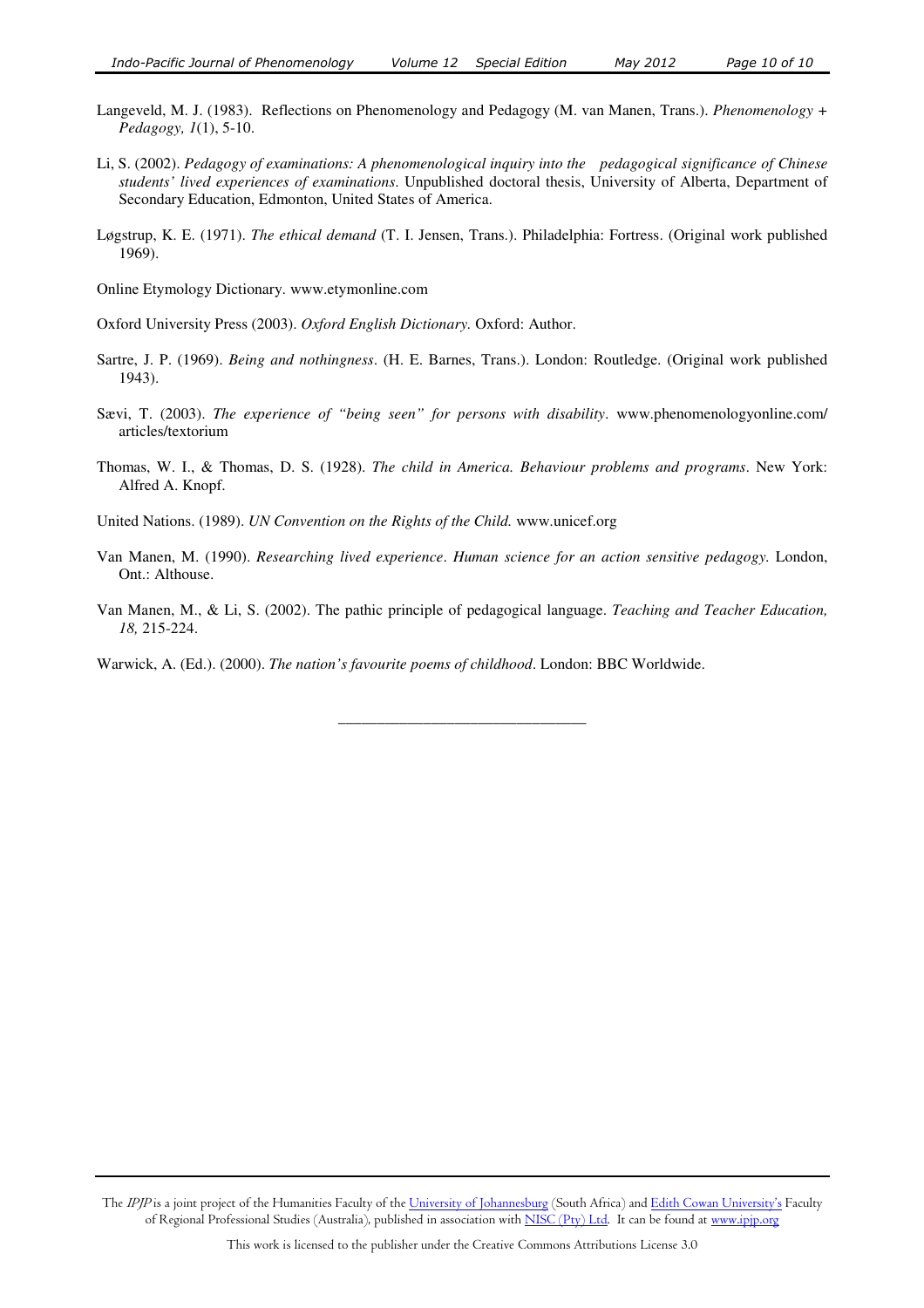Langeveld, M. J. (1983). Reflections on Phenomenology and Pedagogy (M. van Manen, Trans.). *Phenomenology + Pedagogy, 1*(1), 5-10.

Li, S. (2002). *Pedagogy of examinations: A phenomenological inquiry into the pedagogical significance of Chinese students' lived experiences of examinations*. Unpublished doctoral thesis, University of Alberta, Department of Secondary Education, Edmonton, United States of America.

Løgstrup, K. E. (1971). *The ethical demand* (T. I. Jensen, Trans.). Philadelphia: Fortress. (Original work published 1969).

Online Etymology Dictionary. www.etymonline.com

Oxford University Press (2003). *Oxford English Dictionary.* Oxford: Author.

Sartre, J. P. (1969). *Being and nothingness*. (H. E. Barnes, Trans.). London: Routledge. (Original work published 1943).

Sævi, T. (2003). *The experience of "being seen" for persons with disability*. www.phenomenologyonline.com/articles/textorium

Thomas, W. I., & Thomas, D. S. (1928). *The child in America. Behaviour problems and programs*. New York: Alfred A. Knopf.

United Nations. (1989). *UN Convention on the Rights of the Child.* www.unicef.org

Van Manen, M. (1990). *Researching lived experience*. *Human science for an action sensitive pedagogy.* London, Ont.: Althouse.

Van Manen, M., & Li, S. (2002). The pathic principle of pedagogical language. *Teaching and Teacher Education, 18,* 215-224.

Warwick, A. (Ed.). (2000). *The nation's favourite poems of childhood*. London: BBC Worldwide.

---

The *IPJP* is a joint project of the Humanities Faculty of the University of Johannesburg (South Africa) and Edith Cowan University's Faculty of Regional Professional Studies (Australia), published in association with NISC (Pty) Ltd. It can be found at www.ipjp.org

This work is licensed to the publisher under the Creative Commons Attributions License 3.0